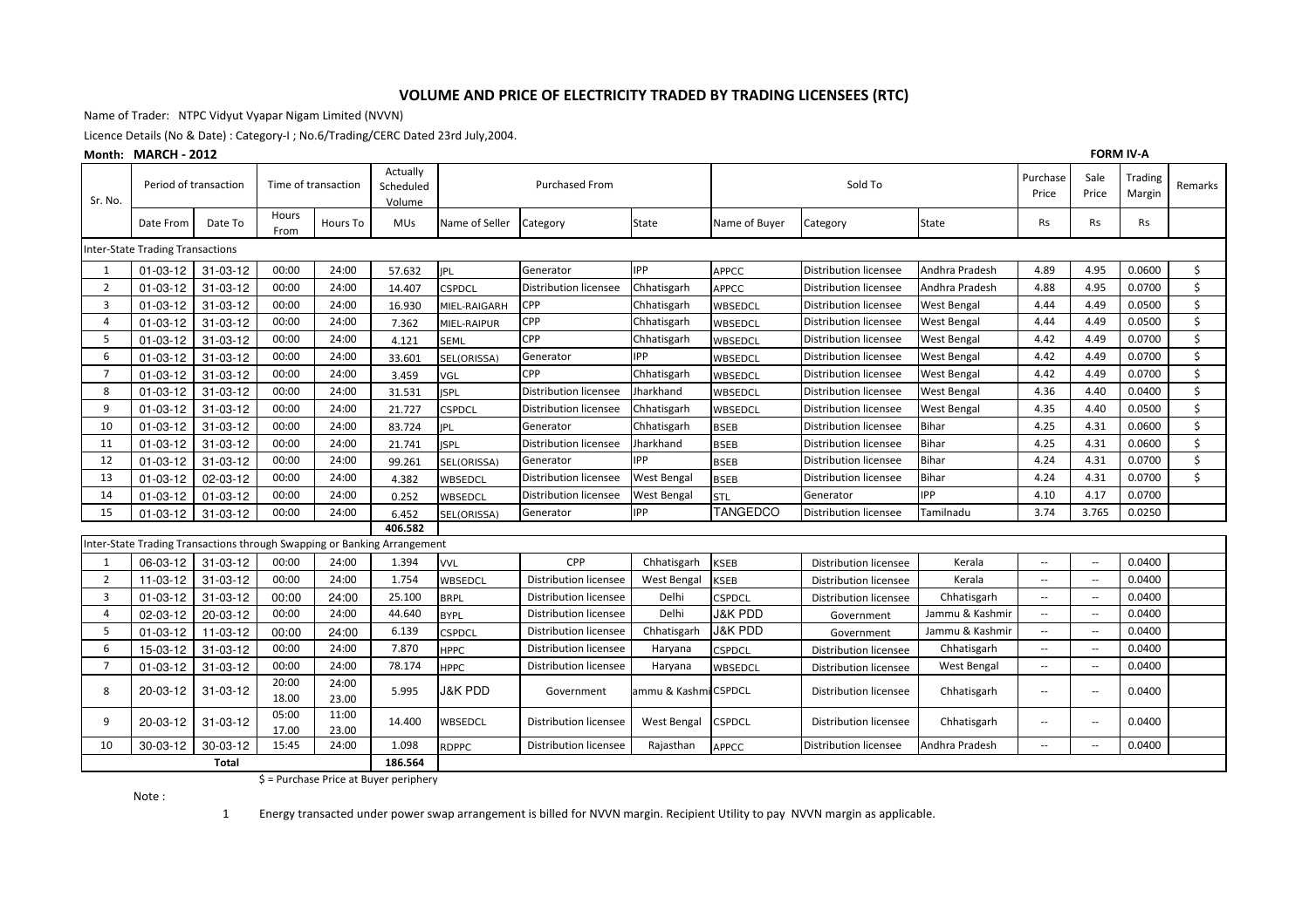# VOLUME AND PRICE OF ELECTRICITY TRADED BY TRADING LICENSEES (RTC)

Name of Trader: NTPC Vidyut Vyapar Nigam Limited (NVVN)

Licence Details (No & Date) : Category-I ; No.6/Trading/CERC Dated 23rd July,2004.

**Month: MARCH - 2012**

**FORM IV-A**

| Sr. No. | Period of transaction | | Time of transaction | | Actually Scheduled Volume | Purchased From | | | Sold To | | | Purchase Price | Sale Price | Trading Margin | Remarks |
|---|---|---|---|---|---|---|---|---|---|---|---|---|---|---|---|
| | Date From | Date To | Hours From | Hours To | MUs | Name of Seller | Category | State | Name of Buyer | Category | State | Rs | Rs | Rs | |
| Inter-State Trading Transactions | | | | | | | | | | | | | | | |
| 1 | 01-03-12 | 31-03-12 | 00:00 | 24:00 | 57.632 | JPL | Generator | IPP | APPCC | Distribution licensee | Andhra Pradesh | 4.89 | 4.95 | 0.0600 | $ |
| 2 | 01-03-12 | 31-03-12 | 00:00 | 24:00 | 14.407 | CSPDCL | Distribution licensee | Chhatisgarh | APPCC | Distribution licensee | Andhra Pradesh | 4.88 | 4.95 | 0.0700 | $ |
| 3 | 01-03-12 | 31-03-12 | 00:00 | 24:00 | 16.930 | MIEL-RAIGARH | CPP | Chhatisgarh | WBSEDCL | Distribution licensee | West Bengal | 4.44 | 4.49 | 0.0500 | $ |
| 4 | 01-03-12 | 31-03-12 | 00:00 | 24:00 | 7.362 | MIEL-RAIPUR | CPP | Chhatisgarh | WBSEDCL | Distribution licensee | West Bengal | 4.44 | 4.49 | 0.0500 | $ |
| 5 | 01-03-12 | 31-03-12 | 00:00 | 24:00 | 4.121 | SEML | CPP | Chhatisgarh | WBSEDCL | Distribution licensee | West Bengal | 4.42 | 4.49 | 0.0700 | $ |
| 6 | 01-03-12 | 31-03-12 | 00:00 | 24:00 | 33.601 | SEL(ORISSA) | Generator | IPP | WBSEDCL | Distribution licensee | West Bengal | 4.42 | 4.49 | 0.0700 | $ |
| 7 | 01-03-12 | 31-03-12 | 00:00 | 24:00 | 3.459 | VGL | CPP | Chhatisgarh | WBSEDCL | Distribution licensee | West Bengal | 4.42 | 4.49 | 0.0700 | $ |
| 8 | 01-03-12 | 31-03-12 | 00:00 | 24:00 | 31.531 | JSPL | Distribution licensee | Jharkhand | WBSEDCL | Distribution licensee | West Bengal | 4.36 | 4.40 | 0.0400 | $ |
| 9 | 01-03-12 | 31-03-12 | 00:00 | 24:00 | 21.727 | CSPDCL | Distribution licensee | Chhatisgarh | WBSEDCL | Distribution licensee | West Bengal | 4.35 | 4.40 | 0.0500 | $ |
| 10 | 01-03-12 | 31-03-12 | 00:00 | 24:00 | 83.724 | JPL | Generator | Chhatisgarh | BSEB | Distribution licensee | Bihar | 4.25 | 4.31 | 0.0600 | $ |
| 11 | 01-03-12 | 31-03-12 | 00:00 | 24:00 | 21.741 | JSPL | Distribution licensee | Jharkhand | BSEB | Distribution licensee | Bihar | 4.25 | 4.31 | 0.0600 | $ |
| 12 | 01-03-12 | 31-03-12 | 00:00 | 24:00 | 99.261 | SEL(ORISSA) | Generator | IPP | BSEB | Distribution licensee | Bihar | 4.24 | 4.31 | 0.0700 | $ |
| 13 | 01-03-12 | 02-03-12 | 00:00 | 24:00 | 4.382 | WBSEDCL | Distribution licensee | West Bengal | BSEB | Distribution licensee | Bihar | 4.24 | 4.31 | 0.0700 | $ |
| 14 | 01-03-12 | 01-03-12 | 00:00 | 24:00 | 0.252 | WBSEDCL | Distribution licensee | West Bengal | STL | Generator | IPP | 4.10 | 4.17 | 0.0700 | |
| 15 | 01-03-12 | 31-03-12 | 00:00 | 24:00 | 6.452 | SEL(ORISSA) | Generator | IPP | TANGEDCO | Distribution licensee | Tamilnadu | 3.74 | 3.765 | 0.0250 | |
| | | | | | 406.582 | | | | | | | | | | |
| Inter-State Trading Transactions through Swapping or Banking Arrangement | | | | | | | | | | | | | | | |
| 1 | 06-03-12 | 31-03-12 | 00:00 | 24:00 | 1.394 | VVL | CPP | Chhatisgarh | KSEB | Distribution licensee | Kerala | -- | -- | 0.0400 | |
| 2 | 11-03-12 | 31-03-12 | 00:00 | 24:00 | 1.754 | WBSEDCL | Distribution licensee | West Bengal | KSEB | Distribution licensee | Kerala | -- | -- | 0.0400 | |
| 3 | 01-03-12 | 31-03-12 | 00:00 | 24:00 | 25.100 | BRPL | Distribution licensee | Delhi | CSPDCL | Distribution licensee | Chhatisgarh | -- | -- | 0.0400 | |
| 4 | 02-03-12 | 20-03-12 | 00:00 | 24:00 | 44.640 | BYPL | Distribution licensee | Delhi | J&K PDD | Government | Jammu & Kashmir | -- | -- | 0.0400 | |
| 5 | 01-03-12 | 11-03-12 | 00:00 | 24:00 | 6.139 | CSPDCL | Distribution licensee | Chhatisgarh | J&K PDD | Government | Jammu & Kashmir | -- | -- | 0.0400 | |
| 6 | 15-03-12 | 31-03-12 | 00:00 | 24:00 | 7.870 | HPPC | Distribution licensee | Haryana | CSPDCL | Distribution licensee | Chhatisgarh | -- | -- | 0.0400 | |
| 7 | 01-03-12 | 31-03-12 | 00:00 | 24:00 | 78.174 | HPPC | Distribution licensee | Haryana | WBSEDCL | Distribution licensee | West Bengal | -- | -- | 0.0400 | |
| 8 | 20-03-12 | 31-03-12 | 20:00<br>18.00 | 24:00<br>23.00 | 5.995 | J&K PDD | Government | ammu & Kashmi | CSPDCL | Distribution licensee | Chhatisgarh | -- | -- | 0.0400 | |
| 9 | 20-03-12 | 31-03-12 | 05:00<br>17.00 | 11:00<br>23.00 | 14.400 | WBSEDCL | Distribution licensee | West Bengal | CSPDCL | Distribution licensee | Chhatisgarh | -- | -- | 0.0400 | |
| 10 | 30-03-12 | 30-03-12 | 15:45 | 24:00 | 1.098 | RDPPC | Distribution licensee | Rajasthan | APPCC | Distribution licensee | Andhra Pradesh | -- | -- | 0.0400 | |
| Total | | | | | 186.564 | | | | | | | | | | |

$ = Purchase Price at Buyer periphery

Note :

1 Energy transacted under power swap arrangement is billed for NVVN margin. Recipient Utility to pay NVVN margin as applicable.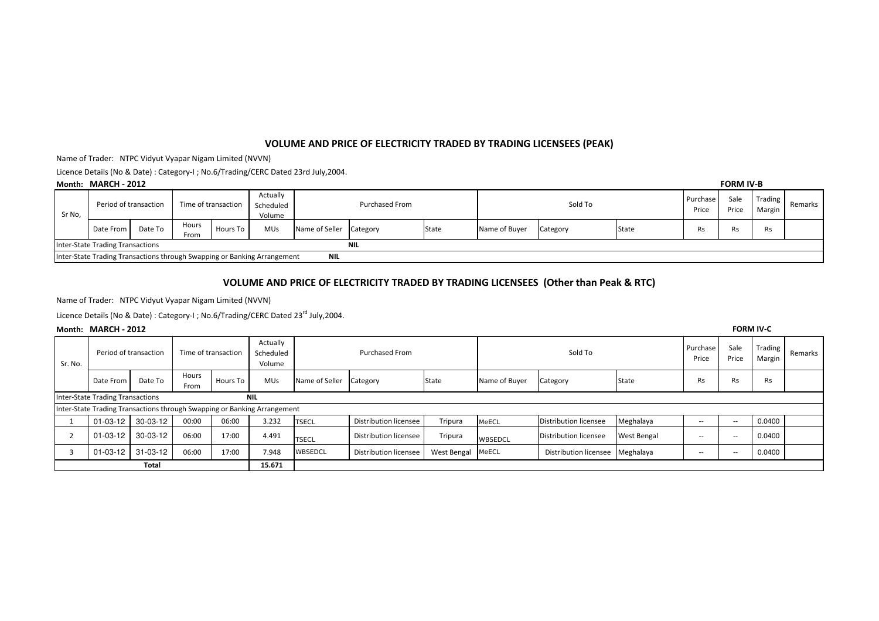## VOLUME AND PRICE OF ELECTRICITY TRADED BY TRADING LICENSEES (PEAK)

Name of Trader: NTPC Vidyut Vyapar Nigam Limited (NVVN)

Licence Details (No & Date) : Category-I ; No.6/Trading/CERC Dated 23rd July,2004.

**Month: MARCH - 2012** **FORM IV-B**

| Sr No, | Period of transaction | | Time of transaction | | Actually Scheduled Volume | Purchased From | | | Sold To | | | Purchase Price | Sale Price | Trading Margin | Remarks |
|---|---|---|---|---|---|---|---|---|---|---|---|---|---|---|---|
| | Date From | Date To | Hours From | Hours To | MUs | Name of Seller | Category | State | Name of Buyer | Category | State | Rs | Rs | Rs | |
| Inter-State Trading Transactions | | | | | | | NIL | | | | | | | | |
| Inter-State Trading Transactions through Swapping or Banking Arrangement | | | | | | NIL | | | | | | | | | |

## VOLUME AND PRICE OF ELECTRICITY TRADED BY TRADING LICENSEES (Other than Peak & RTC)

Name of Trader: NTPC Vidyut Vyapar Nigam Limited (NVVN)

Licence Details (No & Date) : Category-I ; No.6/Trading/CERC Dated 23rd July,2004.

**Month: MARCH - 2012** **FORM IV-C**

| Sr. No. | Period of transaction | | Time of transaction | | Actually Scheduled Volume | Purchased From | | | Sold To | | | Purchase Price | Sale Price | Trading Margin | Remarks |
|---|---|---|---|---|---|---|---|---|---|---|---|---|---|---|---|
| | Date From | Date To | Hours From | Hours To | MUs | Name of Seller | Category | State | Name of Buyer | Category | State | Rs | Rs | Rs | |
| Inter-State Trading Transactions | | | | | NIL | | | | | | | | | | |
| Inter-State Trading Transactions through Swapping or Banking Arrangement | | | | | | | | | | | | | | | |
| 1 | 01-03-12 | 30-03-12 | 00:00 | 06:00 | 3.232 | TSECL | Distribution licensee | Tripura | MeECL | Distribution licensee | Meghalaya | -- | -- | 0.0400 | |
| 2 | 01-03-12 | 30-03-12 | 06:00 | 17:00 | 4.491 | TSECL | Distribution licensee | Tripura | WBSEDCL | Distribution licensee | West Bengal | -- | -- | 0.0400 | |
| 3 | 01-03-12 | 31-03-12 | 06:00 | 17:00 | 7.948 | WBSEDCL | Distribution licensee | West Bengal | MeECL | Distribution licensee | Meghalaya | -- | -- | 0.0400 | |
| Total | | | | | 15.671 | | | | | | | | | | |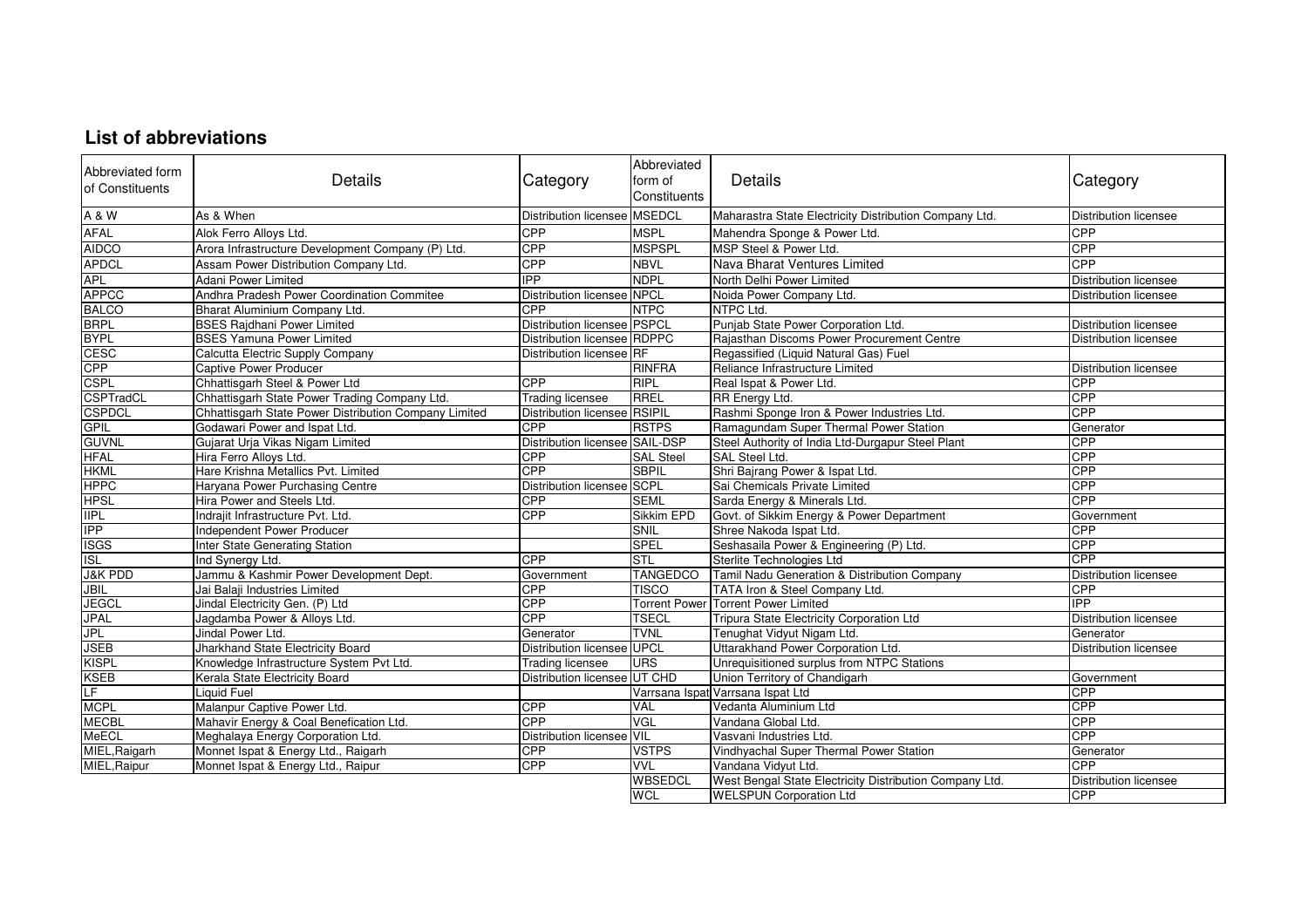## List of abbreviations

| Abbreviated form of Constituents | Details | Category | Abbreviated form of Constituents | Details | Category |
|---|---|---|---|---|---|
| A & W | As & When | Distribution licensee | MSEDCL | Maharastra State Electricity Distribution Company Ltd. | Distribution licensee |
| AFAL | Alok Ferro Alloys Ltd. | CPP | MSPL | Mahendra Sponge & Power Ltd. | CPP |
| AIDCO | Arora Infrastructure Development Company (P) Ltd. | CPP | MSPSPL | MSP Steel & Power Ltd. | CPP |
| APDCL | Assam Power Distribution Company Ltd. | CPP | NBVL | Nava Bharat Ventures Limited | CPP |
| APL | Adani Power Limited | IPP | NDPL | North Delhi Power Limited | Distribution licensee |
| APPCC | Andhra Pradesh Power Coordination Commitee | Distribution licensee | NPCL | Noida Power Company Ltd. | Distribution licensee |
| BALCO | Bharat Aluminium Company Ltd. | CPP | NTPC | NTPC Ltd. | |
| BRPL | BSES Rajdhani Power Limited | Distribution licensee | PSPCL | Punjab State Power Corporation Ltd. | Distribution licensee |
| BYPL | BSES Yamuna Power Limited | Distribution licensee | RDPPC | Rajasthan Discoms Power Procurement Centre | Distribution licensee |
| CESC | Calcutta Electric Supply Company | Distribution licensee | RF | Regassified (Liquid Natural Gas) Fuel | |
| CPP | Captive Power Producer | | RINFRA | Reliance Infrastructure Limited | Distribution licensee |
| CSPL | Chhattisgarh Steel & Power Ltd | CPP | RIPL | Real Ispat & Power Ltd. | CPP |
| CSPTradCL | Chhattisgarh State Power Trading Company Ltd. | Trading licensee | RREL | RR Energy Ltd. | CPP |
| CSPDCL | Chhattisgarh State Power Distribution Company Limited | Distribution licensee | RSIPIL | Rashmi Sponge Iron & Power Industries Ltd. | CPP |
| GPIL | Godawari Power and Ispat Ltd. | CPP | RSTPS | Ramagundam Super Thermal Power Station | Generator |
| GUVNL | Gujarat Urja Vikas Nigam Limited | Distribution licensee | SAIL-DSP | Steel Authority of India Ltd-Durgapur Steel Plant | CPP |
| HFAL | Hira Ferro Alloys Ltd. | CPP | SAL Steel | SAL Steel Ltd. | CPP |
| HKML | Hare Krishna Metallics Pvt. Limited | CPP | SBPIL | Shri Bajrang Power & Ispat Ltd. | CPP |
| HPPC | Haryana Power Purchasing Centre | Distribution licensee | SCPL | Sai Chemicals Private Limited | CPP |
| HPSL | Hira Power and Steels Ltd. | CPP | SEML | Sarda Energy & Minerals Ltd. | CPP |
| IIPL | Indrajit Infrastructure Pvt. Ltd. | CPP | Sikkim EPD | Govt. of Sikkim Energy & Power Department | Government |
| IPP | Independent Power Producer | | SNIL | Shree Nakoda Ispat Ltd. | CPP |
| ISGS | Inter State Generating Station | | SPEL | Seshasaila Power & Engineering (P) Ltd. | CPP |
| ISL | Ind Synergy Ltd. | CPP | STL | Sterlite Technologies Ltd | CPP |
| J&K PDD | Jammu & Kashmir Power Development Dept. | Government | TANGEDCO | Tamil Nadu Generation & Distribution Company | Distribution licensee |
| JBIL | Jai Balaji Industries Limited | CPP | TISCO | TATA Iron & Steel Company Ltd. | CPP |
| JEGCL | Jindal Electricity Gen. (P) Ltd | CPP | Torrent Power | Torrent Power Limited | IPP |
| JPAL | Jagdamba Power & Alloys Ltd. | CPP | TSECL | Tripura State Electricity Corporation Ltd | Distribution licensee |
| JPL | Jindal Power Ltd. | Generator | TVNL | Tenughat Vidyut Nigam Ltd. | Generator |
| JSEB | Jharkhand State Electricity Board | Distribution licensee | UPCL | Uttarakhand Power Corporation Ltd. | Distribution licensee |
| KISPL | Knowledge Infrastructure System Pvt Ltd. | Trading licensee | URS | Unrequisitioned surplus from NTPC Stations | |
| KSEB | Kerala State Electricity Board | Distribution licensee | UT CHD | Union Territory of Chandigarh | Government |
| LF | Liquid Fuel | | Varrsana Ispat | Varrsana Ispat Ltd | CPP |
| MCPL | Malanpur Captive Power Ltd. | CPP | VAL | Vedanta Aluminium Ltd | CPP |
| MECBL | Mahavir Energy & Coal Benefication Ltd. | CPP | VGL | Vandana Global Ltd. | CPP |
| MeECL | Meghalaya Energy Corporation Ltd. | Distribution licensee | VIL | Vasvani Industries Ltd. | CPP |
| MIEL,Raigarh | Monnet Ispat & Energy Ltd., Raigarh | CPP | VSTPS | Vindhyachal Super Thermal Power Station | Generator |
| MIEL,Raipur | Monnet Ispat & Energy Ltd., Raipur | CPP | VVL | Vandana Vidyut Ltd. | CPP |
| | | | WBSEDCL | West Bengal State Electricity Distribution Company Ltd. | Distribution licensee |
| | | | WCL | WELSPUN Corporation Ltd | CPP |